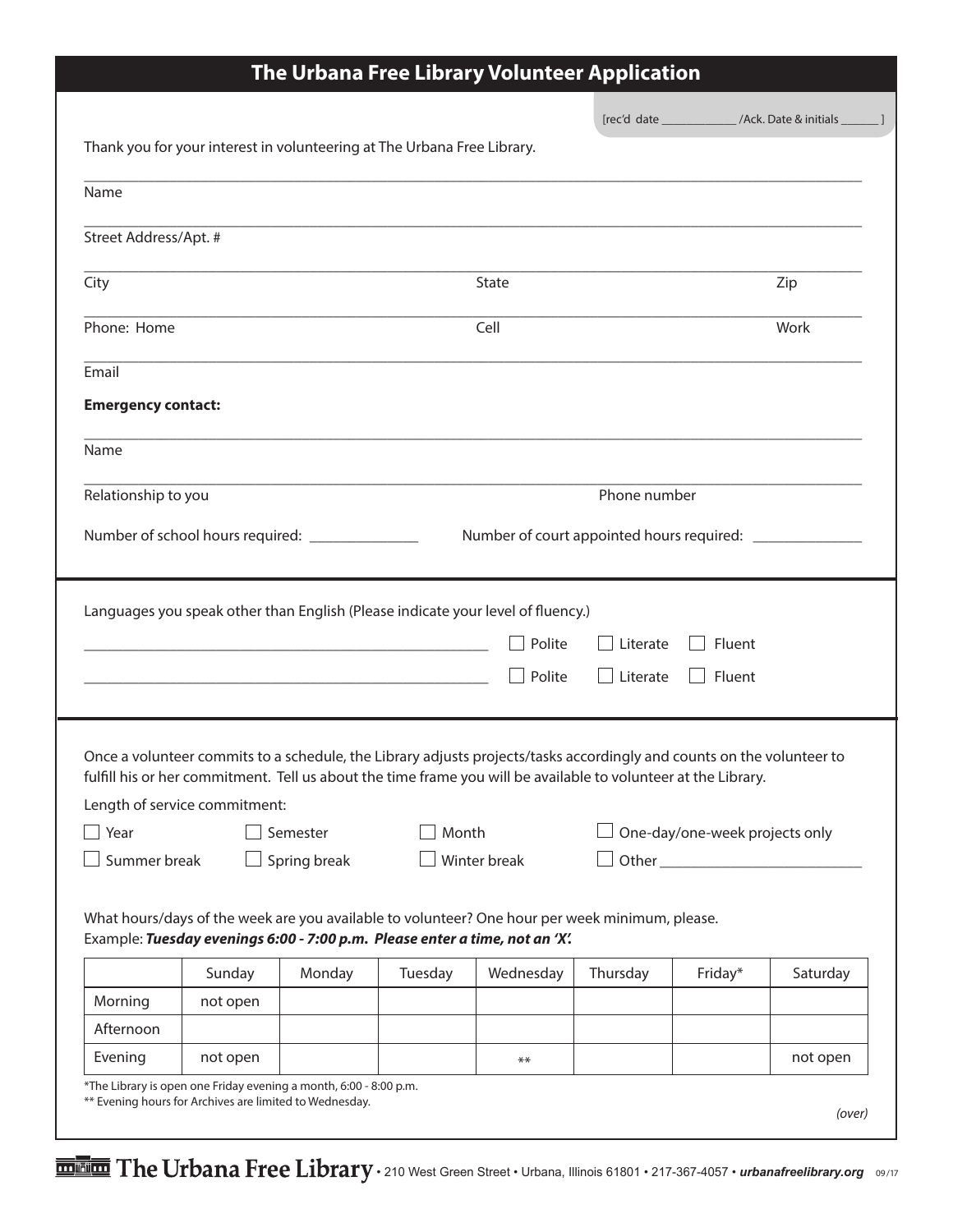# The Urbana Free Library Volunteer Application

[rec'd date ____________ /Ack. Date & initials ______ ]

Thank you for your interest in volunteering at The Urbana Free Library.

Name ______________________________________________

Street Address/Apt. # ______________________________________________

City ____________________ State ____________________ Zip ____________

Phone: Home ____________________ Cell ____________________ Work ____________

Email ______________________________________________

**Emergency contact:**

Name ______________________________________________

Relationship to you ____________________ Phone number ____________________

Number of school hours required: ______________ Number of court appointed hours required: ______________

---

Languages you speak other than English (Please indicate your level of fluency.)

______________________________________________ ☐ Polite ☐ Literate ☐ Fluent

______________________________________________ ☐ Polite ☐ Literate ☐ Fluent

---

Once a volunteer commits to a schedule, the Library adjusts projects/tasks accordingly and counts on the volunteer to fulfill his or her commitment. Tell us about the time frame you will be available to volunteer at the Library.

Length of service commitment:

☐ Year ☐ Semester ☐ Month ☐ One-day/one-week projects only

☐ Summer break ☐ Spring break ☐ Winter break ☐ Other __________________________

What hours/days of the week are you available to volunteer? One hour per week minimum, please.
Example: ***Tuesday evenings 6:00 - 7:00 p.m. Please enter a time, not an 'X'.***

| | Sunday | Monday | Tuesday | Wednesday | Thursday | Friday* | Saturday |
|---|---|---|---|---|---|---|---|
| Morning | not open | | | | | | |
| Afternoon | | | | | | | |
| Evening | not open | | | ** | | | not open |

*The Library is open one Friday evening a month, 6:00 - 8:00 p.m.
** Evening hours for Archives are limited to Wednesday.

*(over)*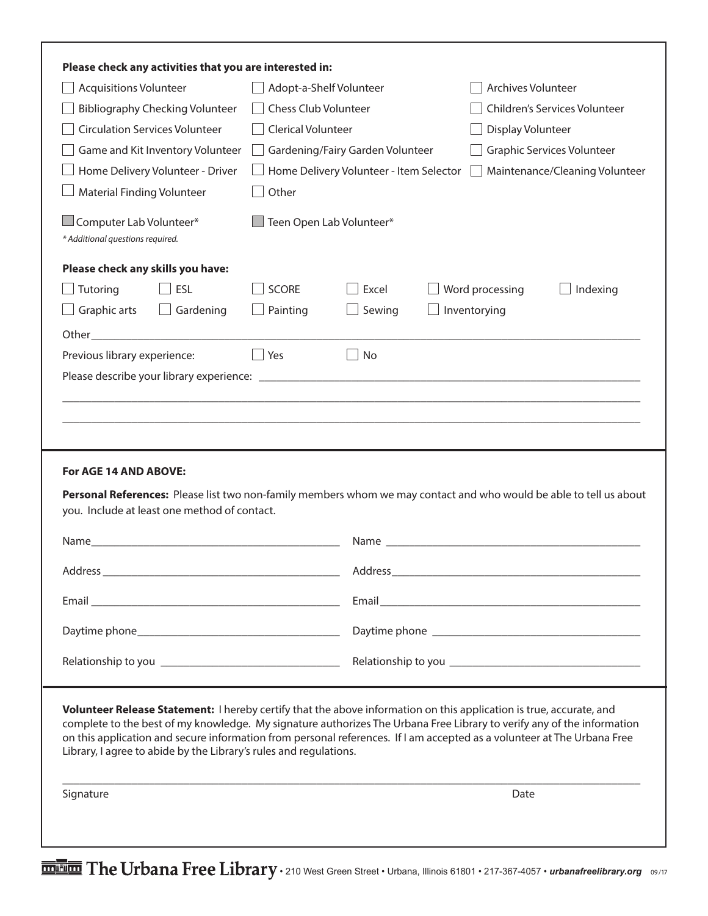**Please check any activities that you are interested in:**

- ☐ Acquisitions Volunteer
- ☐ Adopt-a-Shelf Volunteer
- ☐ Archives Volunteer
- ☐ Bibliography Checking Volunteer
- ☐ Chess Club Volunteer
- ☐ Children's Services Volunteer
- ☐ Circulation Services Volunteer
- ☐ Clerical Volunteer
- ☐ Display Volunteer
- ☐ Game and Kit Inventory Volunteer
- ☐ Gardening/Fairy Garden Volunteer
- ☐ Graphic Services Volunteer
- ☐ Home Delivery Volunteer - Driver
- ☐ Home Delivery Volunteer - Item Selector
- ☐ Maintenance/Cleaning Volunteer
- ☐ Material Finding Volunteer
- ☐ Other

- ☐ Computer Lab Volunteer*
- ☐ Teen Open Lab Volunteer*

*\* Additional questions required.*

**Please check any skills you have:**

- ☐ Tutoring
- ☐ ESL
- ☐ SCORE
- ☐ Excel
- ☐ Word processing
- ☐ Indexing
- ☐ Graphic arts
- ☐ Gardening
- ☐ Painting
- ☐ Sewing
- ☐ Inventorying

Other\_\_\_\_\_\_\_\_\_\_\_\_\_\_\_\_\_\_\_\_\_\_\_\_\_\_\_\_\_\_\_\_\_\_\_\_\_\_\_\_

Previous library experience: ☐ Yes ☐ No

Please describe your library experience: \_\_\_\_\_\_\_\_\_\_\_\_\_\_\_\_\_\_\_\_\_\_\_\_\_\_\_\_\_\_\_\_\_\_\_\_\_\_\_\_

\_\_\_\_\_\_\_\_\_\_\_\_\_\_\_\_\_\_\_\_\_\_\_\_\_\_\_\_\_\_\_\_\_\_\_\_\_\_\_\_

\_\_\_\_\_\_\_\_\_\_\_\_\_\_\_\_\_\_\_\_\_\_\_\_\_\_\_\_\_\_\_\_\_\_\_\_\_\_\_\_

**For AGE 14 AND ABOVE:**

**Personal References:** Please list two non-family members whom we may contact and who would be able to tell us about you. Include at least one method of contact.

| | |
|---|---|
| Name\_\_\_\_\_\_\_\_\_\_\_\_\_\_\_\_\_\_\_\_ | Name\_\_\_\_\_\_\_\_\_\_\_\_\_\_\_\_\_\_\_\_ |
| Address\_\_\_\_\_\_\_\_\_\_\_\_\_\_\_\_\_\_\_\_ | Address\_\_\_\_\_\_\_\_\_\_\_\_\_\_\_\_\_\_\_\_ |
| Email\_\_\_\_\_\_\_\_\_\_\_\_\_\_\_\_\_\_\_\_ | Email\_\_\_\_\_\_\_\_\_\_\_\_\_\_\_\_\_\_\_\_ |
| Daytime phone\_\_\_\_\_\_\_\_\_\_\_\_\_\_\_\_\_\_\_\_ | Daytime phone\_\_\_\_\_\_\_\_\_\_\_\_\_\_\_\_\_\_\_\_ |
| Relationship to you\_\_\_\_\_\_\_\_\_\_\_\_\_\_\_\_\_\_\_\_ | Relationship to you\_\_\_\_\_\_\_\_\_\_\_\_\_\_\_\_\_\_\_\_ |

**Volunteer Release Statement:** I hereby certify that the above information on this application is true, accurate, and complete to the best of my knowledge. My signature authorizes The Urbana Free Library to verify any of the information on this application and secure information from personal references. If I am accepted as a volunteer at The Urbana Free Library, I agree to abide by the Library's rules and regulations.

\_\_\_\_\_\_\_\_\_\_\_\_\_\_\_\_\_\_\_\_\_\_\_\_\_\_\_\_\_\_\_\_\_\_\_\_\_\_\_\_

Signature Date

**The Urbana Free Library** • 210 West Green Street • Urbana, Illinois 61801 • 217-367-4057 • ***urbanafreelibrary.org*** 09/17